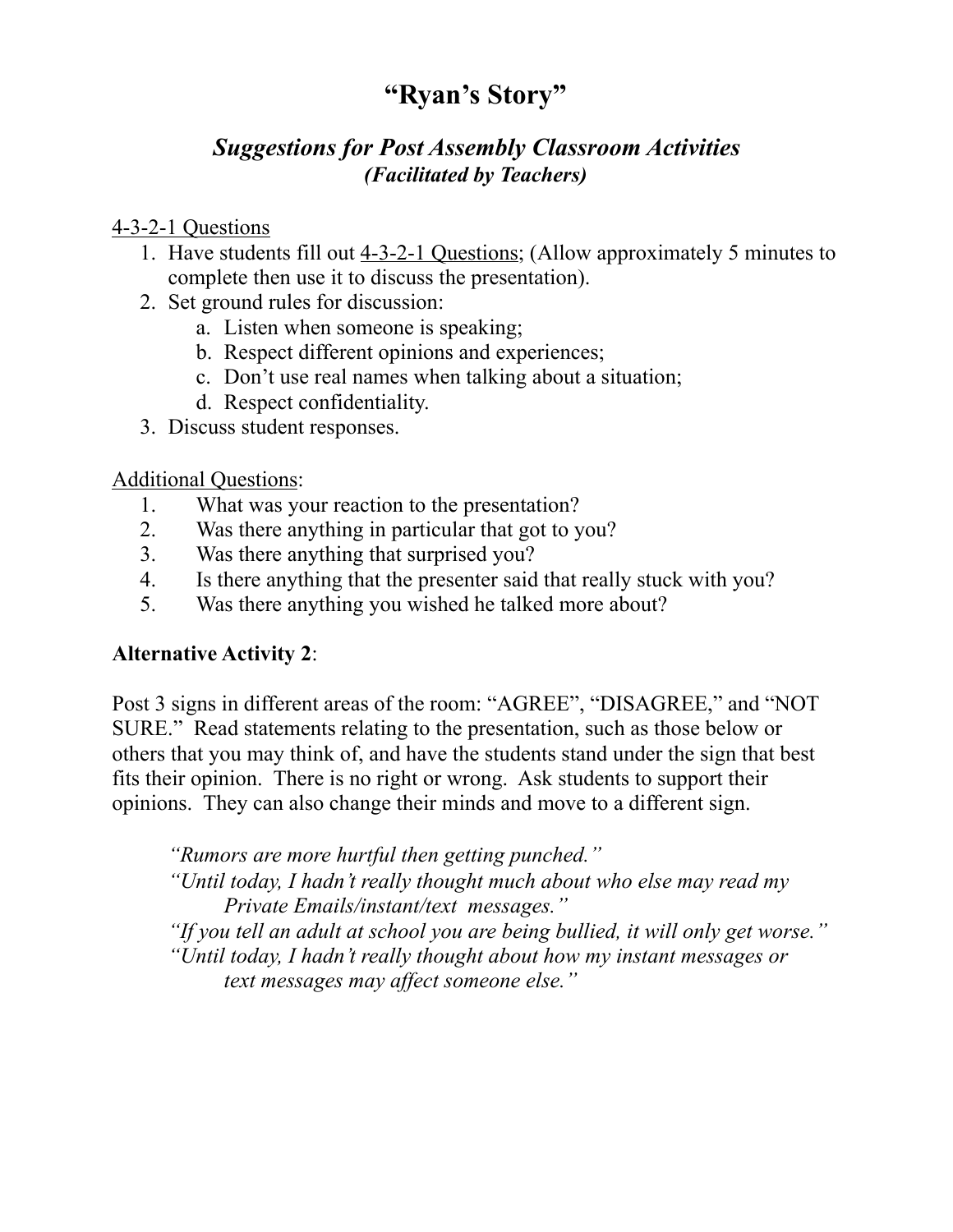# "Ryan's Story"

## *Suggestions for Post Assembly Classroom Activities*
### *(Facilitated by Teachers)*

<u>4-3-2-1 Questions</u>

1. Have students fill out <u>4-3-2-1 Questions</u>; (Allow approximately 5 minutes to complete then use it to discuss the presentation).
2. Set ground rules for discussion:
    a. Listen when someone is speaking;
    b. Respect different opinions and experiences;
    c. Don't use real names when talking about a situation;
    d. Respect confidentiality.
3. Discuss student responses.

<u>Additional Questions</u>:

1. What was your reaction to the presentation?
2. Was there anything in particular that got to you?
3. Was there anything that surprised you?
4. Is there anything that the presenter said that really stuck with you?
5. Was there anything you wished he talked more about?

**Alternative Activity 2**:

Post 3 signs in different areas of the room: "AGREE", "DISAGREE," and "NOT SURE." Read statements relating to the presentation, such as those below or others that you may think of, and have the students stand under the sign that best fits their opinion. There is no right or wrong. Ask students to support their opinions. They can also change their minds and move to a different sign.

> *"Rumors are more hurtful then getting punched."*
>
> *"Until today, I hadn't really thought much about who else may read my Private Emails/instant/text messages."*
>
> *"If you tell an adult at school you are being bullied, it will only get worse."*
>
> *"Until today, I hadn't really thought about how my instant messages or text messages may affect someone else."*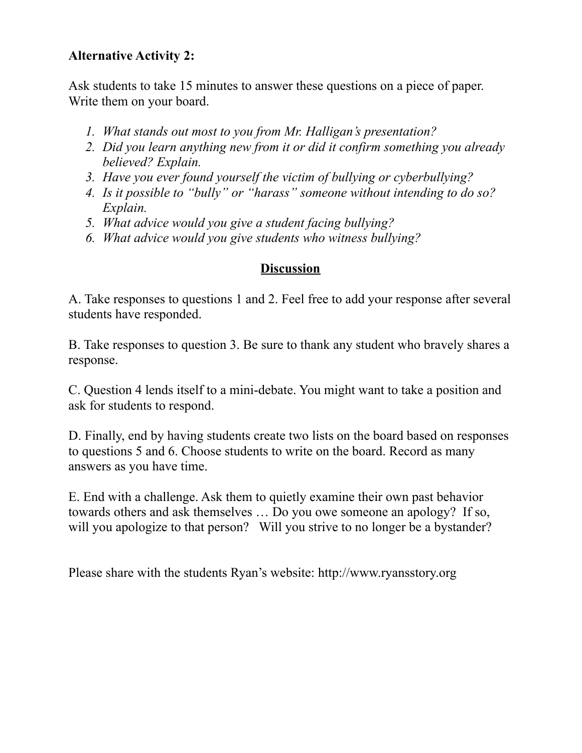**Alternative Activity 2:**

Ask students to take 15 minutes to answer these questions on a piece of paper. Write them on your board.

1. *What stands out most to you from Mr. Halligan's presentation?*
2. *Did you learn anything new from it or did it confirm something you already believed? Explain.*
3. *Have you ever found yourself the victim of bullying or cyberbullying?*
4. *Is it possible to "bully" or "harass" someone without intending to do so? Explain.*
5. *What advice would you give a student facing bullying?*
6. *What advice would you give students who witness bullying?*

## Discussion

A. Take responses to questions 1 and 2. Feel free to add your response after several students have responded.

B. Take responses to question 3. Be sure to thank any student who bravely shares a response.

C. Question 4 lends itself to a mini-debate. You might want to take a position and ask for students to respond.

D. Finally, end by having students create two lists on the board based on responses to questions 5 and 6. Choose students to write on the board. Record as many answers as you have time.

E. End with a challenge. Ask them to quietly examine their own past behavior towards others and ask themselves … Do you owe someone an apology? If so, will you apologize to that person? Will you strive to no longer be a bystander?

Please share with the students Ryan's website: http://www.ryansstory.org